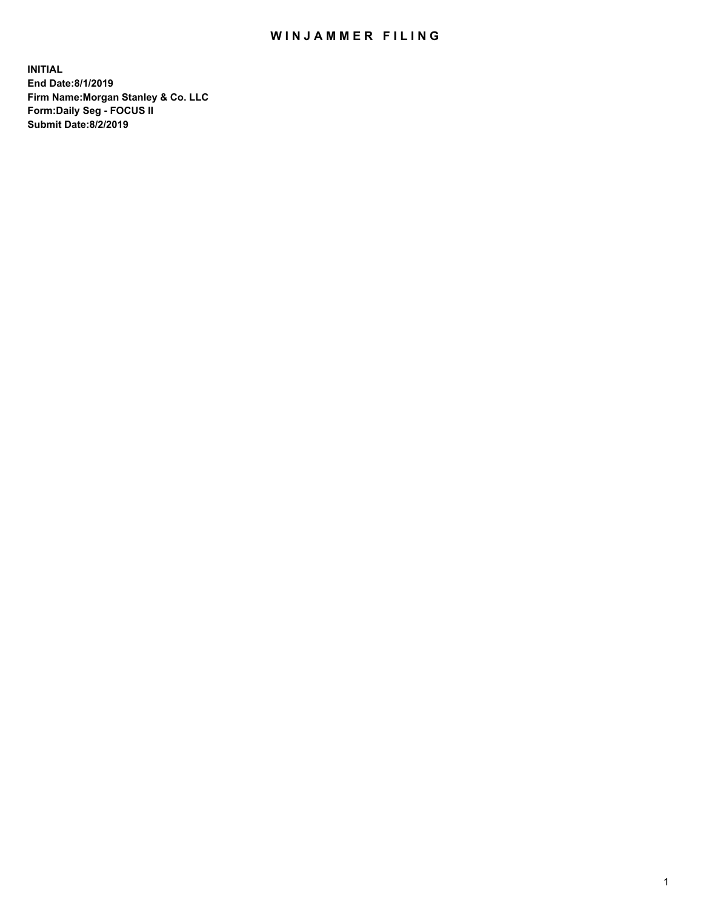# WINJAMMER FILING

**INITIAL**
**End Date:8/1/2019**
**Firm Name:Morgan Stanley & Co. LLC**
**Form:Daily Seg - FOCUS II**
**Submit Date:8/2/2019**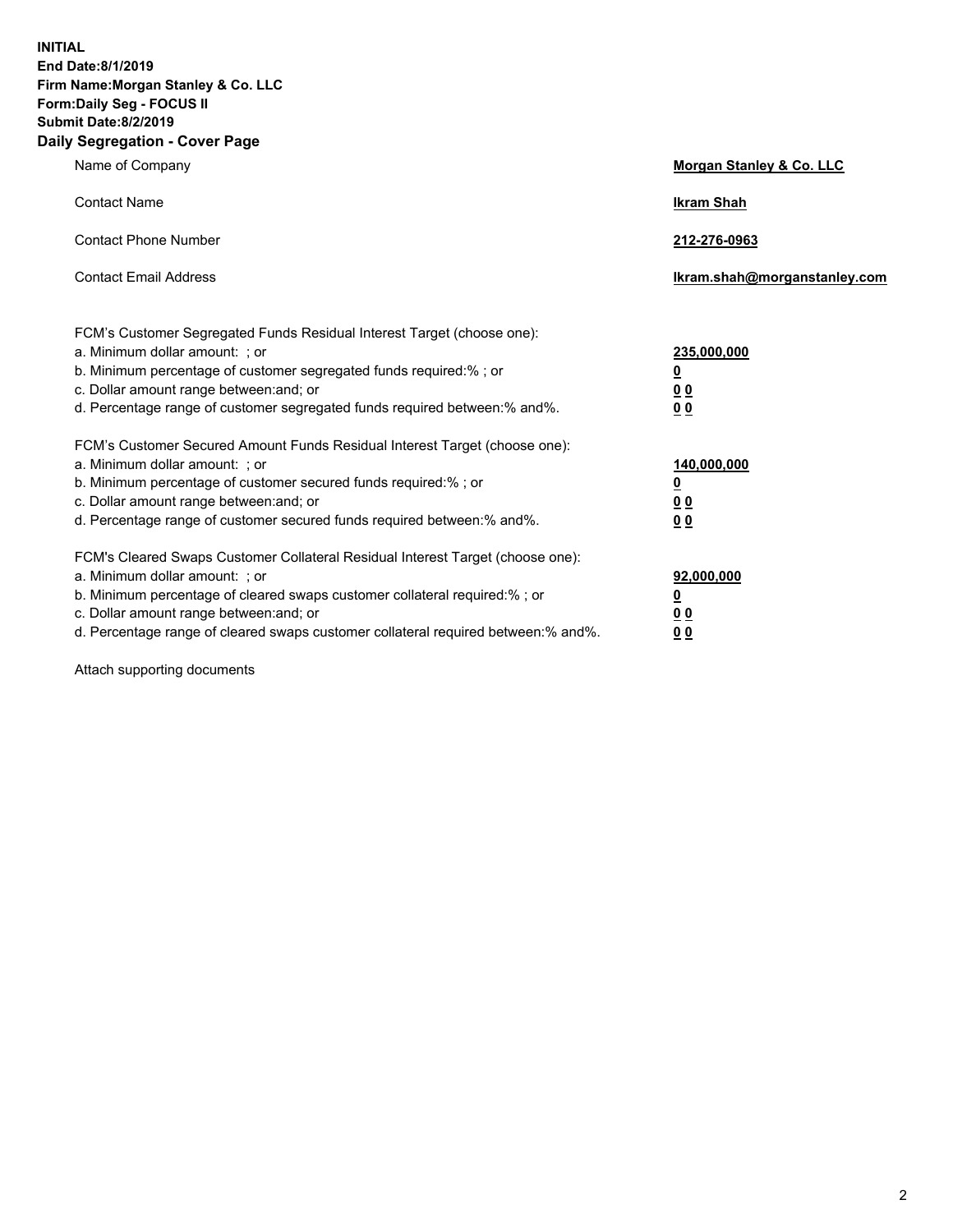**INITIAL**
**End Date:8/1/2019**
**Firm Name:Morgan Stanley & Co. LLC**
**Form:Daily Seg - FOCUS II**
**Submit Date:8/2/2019**
**Daily Segregation - Cover Page**

| | |
|---|---|
| Name of Company | **Morgan Stanley & Co. LLC** |
| Contact Name | **Ikram Shah** |
| Contact Phone Number | **212-276-0963** |
| Contact Email Address | **Ikram.shah@morganstanley.com** |

| | |
|---|---|
| FCM's Customer Segregated Funds Residual Interest Target (choose one): | |
| a. Minimum dollar amount: ; or | **235,000,000** |
| b. Minimum percentage of customer segregated funds required:% ; or | **0** |
| c. Dollar amount range between:and; or | **0 0** |
| d. Percentage range of customer segregated funds required between:% and%. | **0 0** |
| FCM's Customer Secured Amount Funds Residual Interest Target (choose one): | |
| a. Minimum dollar amount: ; or | **140,000,000** |
| b. Minimum percentage of customer secured funds required:% ; or | **0** |
| c. Dollar amount range between:and; or | **0 0** |
| d. Percentage range of customer secured funds required between:% and%. | **0 0** |
| FCM's Cleared Swaps Customer Collateral Residual Interest Target (choose one): | |
| a. Minimum dollar amount: ; or | **92,000,000** |
| b. Minimum percentage of cleared swaps customer collateral required:% ; or | **0** |
| c. Dollar amount range between:and; or | **0 0** |
| d. Percentage range of cleared swaps customer collateral required between:% and%. | **0 0** |

Attach supporting documents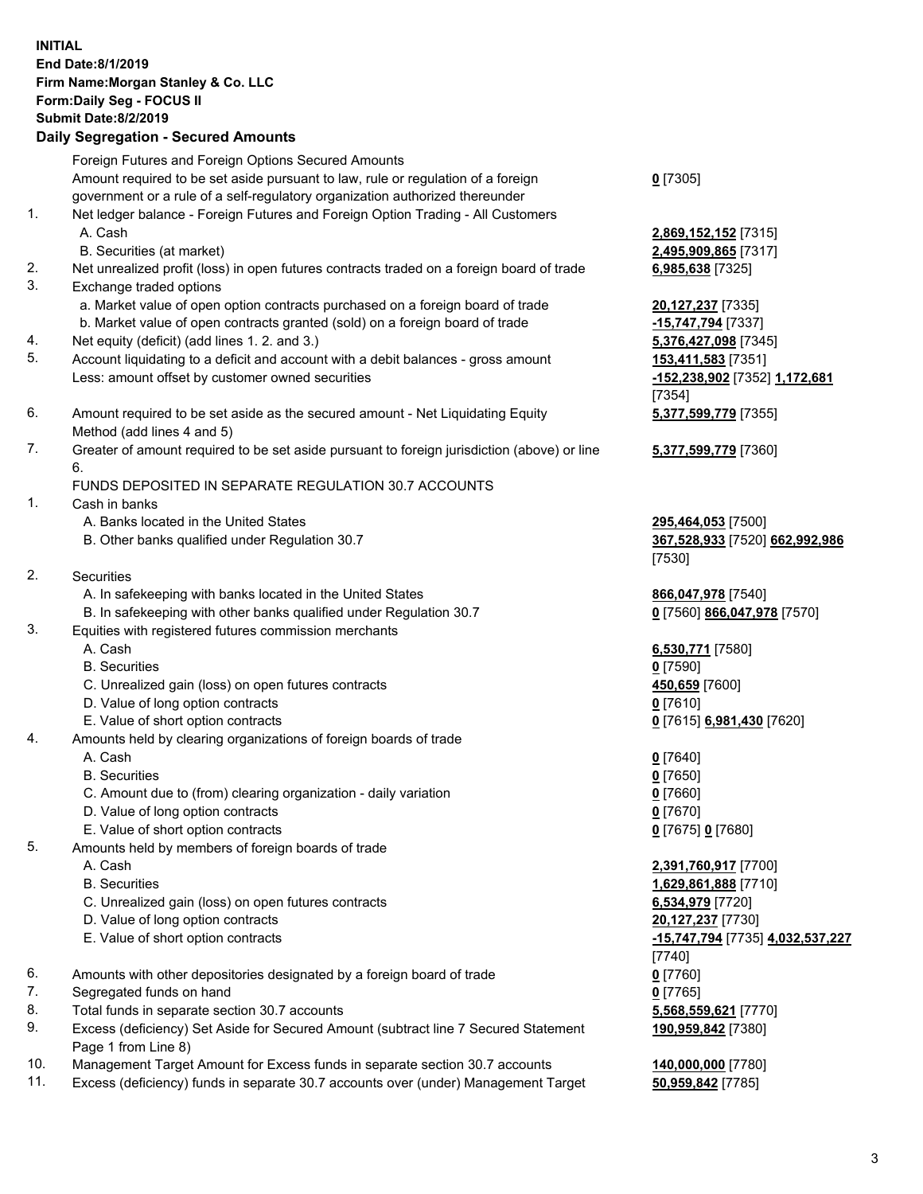**INITIAL**
**End Date:8/1/2019**
**Firm Name:Morgan Stanley & Co. LLC**
**Form:Daily Seg - FOCUS II**
**Submit Date:8/2/2019**

## Daily Segregation - Secured Amounts

| | | |
|---|---|---|
| | Foreign Futures and Foreign Options Secured Amounts | |
| | Amount required to be set aside pursuant to law, rule or regulation of a foreign government or a rule of a self-regulatory organization authorized thereunder | **0** [7305] |
| 1. | Net ledger balance - Foreign Futures and Foreign Option Trading - All Customers | |
| | A. Cash | **2,869,152,152** [7315] |
| | B. Securities (at market) | **2,495,909,865** [7317] |
| 2. | Net unrealized profit (loss) in open futures contracts traded on a foreign board of trade | **6,985,638** [7325] |
| 3. | Exchange traded options | |
| | a. Market value of open option contracts purchased on a foreign board of trade | **20,127,237** [7335] |
| | b. Market value of open contracts granted (sold) on a foreign board of trade | **-15,747,794** [7337] |
| 4. | Net equity (deficit) (add lines 1. 2. and 3.) | **5,376,427,098** [7345] |
| 5. | Account liquidating to a deficit and account with a debit balances - gross amount | **153,411,583** [7351] |
| | Less: amount offset by customer owned securities | **-152,238,902** [7352] **1,172,681** [7354] |
| 6. | Amount required to be set aside as the secured amount - Net Liquidating Equity Method (add lines 4 and 5) | **5,377,599,779** [7355] |
| 7. | Greater of amount required to be set aside pursuant to foreign jurisdiction (above) or line 6. | **5,377,599,779** [7360] |
| | FUNDS DEPOSITED IN SEPARATE REGULATION 30.7 ACCOUNTS | |
| 1. | Cash in banks | |
| | A. Banks located in the United States | **295,464,053** [7500] |
| | B. Other banks qualified under Regulation 30.7 | **367,528,933** [7520] **662,992,986** [7530] |
| 2. | Securities | |
| | A. In safekeeping with banks located in the United States | **866,047,978** [7540] |
| | B. In safekeeping with other banks qualified under Regulation 30.7 | **0** [7560] **866,047,978** [7570] |
| 3. | Equities with registered futures commission merchants | |
| | A. Cash | **6,530,771** [7580] |
| | B. Securities | **0** [7590] |
| | C. Unrealized gain (loss) on open futures contracts | **450,659** [7600] |
| | D. Value of long option contracts | **0** [7610] |
| | E. Value of short option contracts | **0** [7615] **6,981,430** [7620] |
| 4. | Amounts held by clearing organizations of foreign boards of trade | |
| | A. Cash | **0** [7640] |
| | B. Securities | **0** [7650] |
| | C. Amount due to (from) clearing organization - daily variation | **0** [7660] |
| | D. Value of long option contracts | **0** [7670] |
| | E. Value of short option contracts | **0** [7675] **0** [7680] |
| 5. | Amounts held by members of foreign boards of trade | |
| | A. Cash | **2,391,760,917** [7700] |
| | B. Securities | **1,629,861,888** [7710] |
| | C. Unrealized gain (loss) on open futures contracts | **6,534,979** [7720] |
| | D. Value of long option contracts | **20,127,237** [7730] |
| | E. Value of short option contracts | **-15,747,794** [7735] **4,032,537,227** [7740] |
| 6. | Amounts with other depositories designated by a foreign board of trade | **0** [7760] |
| 7. | Segregated funds on hand | **0** [7765] |
| 8. | Total funds in separate section 30.7 accounts | **5,568,559,621** [7770] |
| 9. | Excess (deficiency) Set Aside for Secured Amount (subtract line 7 Secured Statement Page 1 from Line 8) | **190,959,842** [7380] |
| 10. | Management Target Amount for Excess funds in separate section 30.7 accounts | **140,000,000** [7780] |
| 11. | Excess (deficiency) funds in separate 30.7 accounts over (under) Management Target | **50,959,842** [7785] |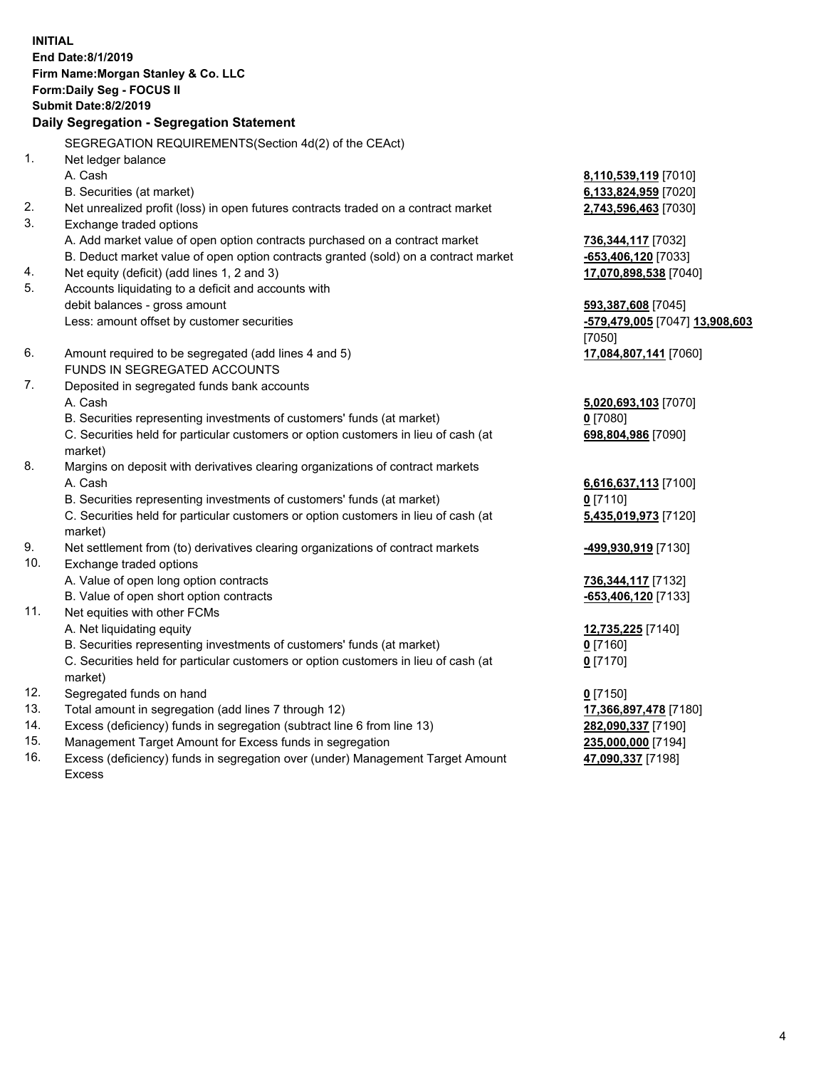**INITIAL**
**End Date:8/1/2019**
**Firm Name:Morgan Stanley & Co. LLC**
**Form:Daily Seg - FOCUS II**
**Submit Date:8/2/2019**

**Daily Segregation - Segregation Statement**

SEGREGATION REQUIREMENTS(Section 4d(2) of the CEAct)

| | | |
|---|---|---|
| 1. | Net ledger balance | |
| | A. Cash | **8,110,539,119** [7010] |
| | B. Securities (at market) | **6,133,824,959** [7020] |
| 2. | Net unrealized profit (loss) in open futures contracts traded on a contract market | **2,743,596,463** [7030] |
| 3. | Exchange traded options | |
| | A. Add market value of open option contracts purchased on a contract market | **736,344,117** [7032] |
| | B. Deduct market value of open option contracts granted (sold) on a contract market | **-653,406,120** [7033] |
| 4. | Net equity (deficit) (add lines 1, 2 and 3) | **17,070,898,538** [7040] |
| 5. | Accounts liquidating to a deficit and accounts with debit balances - gross amount | **593,387,608** [7045] |
| | Less: amount offset by customer securities | **-579,479,005** [7047] **13,908,603** [7050] |
| 6. | Amount required to be segregated (add lines 4 and 5) | **17,084,807,141** [7060] |
| | FUNDS IN SEGREGATED ACCOUNTS | |
| 7. | Deposited in segregated funds bank accounts | |
| | A. Cash | **5,020,693,103** [7070] |
| | B. Securities representing investments of customers' funds (at market) | **0** [7080] |
| | C. Securities held for particular customers or option customers in lieu of cash (at market) | **698,804,986** [7090] |
| 8. | Margins on deposit with derivatives clearing organizations of contract markets | |
| | A. Cash | **6,616,637,113** [7100] |
| | B. Securities representing investments of customers' funds (at market) | **0** [7110] |
| | C. Securities held for particular customers or option customers in lieu of cash (at market) | **5,435,019,973** [7120] |
| 9. | Net settlement from (to) derivatives clearing organizations of contract markets | **-499,930,919** [7130] |
| 10. | Exchange traded options | |
| | A. Value of open long option contracts | **736,344,117** [7132] |
| | B. Value of open short option contracts | **-653,406,120** [7133] |
| 11. | Net equities with other FCMs | |
| | A. Net liquidating equity | **12,735,225** [7140] |
| | B. Securities representing investments of customers' funds (at market) | **0** [7160] |
| | C. Securities held for particular customers or option customers in lieu of cash (at market) | **0** [7170] |
| 12. | Segregated funds on hand | **0** [7150] |
| 13. | Total amount in segregation (add lines 7 through 12) | **17,366,897,478** [7180] |
| 14. | Excess (deficiency) funds in segregation (subtract line 6 from line 13) | **282,090,337** [7190] |
| 15. | Management Target Amount for Excess funds in segregation | **235,000,000** [7194] |
| 16. | Excess (deficiency) funds in segregation over (under) Management Target Amount Excess | **47,090,337** [7198] |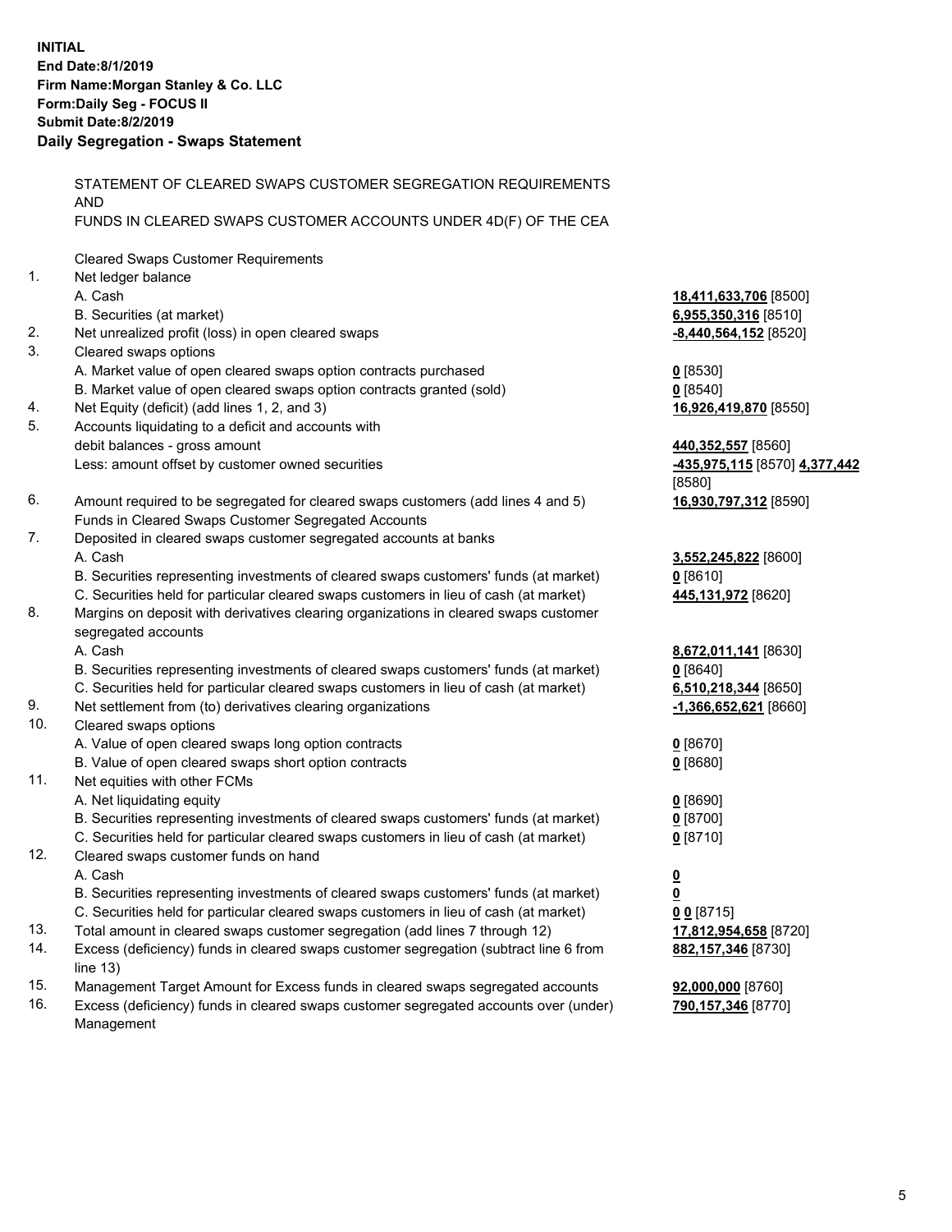**INITIAL**
**End Date:8/1/2019**
**Firm Name:Morgan Stanley & Co. LLC**
**Form:Daily Seg - FOCUS II**
**Submit Date:8/2/2019**
**Daily Segregation - Swaps Statement**

STATEMENT OF CLEARED SWAPS CUSTOMER SEGREGATION REQUIREMENTS AND FUNDS IN CLEARED SWAPS CUSTOMER ACCOUNTS UNDER 4D(F) OF THE CEA

| | | |
|---|---|---|
| | Cleared Swaps Customer Requirements | |
| 1. | Net ledger balance | |
| | A. Cash | **18,411,633,706** [8500] |
| | B. Securities (at market) | **6,955,350,316** [8510] |
| 2. | Net unrealized profit (loss) in open cleared swaps | **-8,440,564,152** [8520] |
| 3. | Cleared swaps options | |
| | A. Market value of open cleared swaps option contracts purchased | **0** [8530] |
| | B. Market value of open cleared swaps option contracts granted (sold) | **0** [8540] |
| 4. | Net Equity (deficit) (add lines 1, 2, and 3) | **16,926,419,870** [8550] |
| 5. | Accounts liquidating to a deficit and accounts with debit balances - gross amount | **440,352,557** [8560] |
| | Less: amount offset by customer owned securities | **-435,975,115** [8570] **4,377,442** [8580] |
| 6. | Amount required to be segregated for cleared swaps customers (add lines 4 and 5) | **16,930,797,312** [8590] |
| | Funds in Cleared Swaps Customer Segregated Accounts | |
| 7. | Deposited in cleared swaps customer segregated accounts at banks | |
| | A. Cash | **3,552,245,822** [8600] |
| | B. Securities representing investments of cleared swaps customers' funds (at market) | **0** [8610] |
| | C. Securities held for particular cleared swaps customers in lieu of cash (at market) | **445,131,972** [8620] |
| 8. | Margins on deposit with derivatives clearing organizations in cleared swaps customer segregated accounts | |
| | A. Cash | **8,672,011,141** [8630] |
| | B. Securities representing investments of cleared swaps customers' funds (at market) | **0** [8640] |
| | C. Securities held for particular cleared swaps customers in lieu of cash (at market) | **6,510,218,344** [8650] |
| 9. | Net settlement from (to) derivatives clearing organizations | **-1,366,652,621** [8660] |
| 10. | Cleared swaps options | |
| | A. Value of open cleared swaps long option contracts | **0** [8670] |
| | B. Value of open cleared swaps short option contracts | **0** [8680] |
| 11. | Net equities with other FCMs | |
| | A. Net liquidating equity | **0** [8690] |
| | B. Securities representing investments of cleared swaps customers' funds (at market) | **0** [8700] |
| | C. Securities held for particular cleared swaps customers in lieu of cash (at market) | **0** [8710] |
| 12. | Cleared swaps customer funds on hand | |
| | A. Cash | **0** |
| | B. Securities representing investments of cleared swaps customers' funds (at market) | **0** |
| | C. Securities held for particular cleared swaps customers in lieu of cash (at market) | **0** **0** [8715] |
| 13. | Total amount in cleared swaps customer segregation (add lines 7 through 12) | **17,812,954,658** [8720] |
| 14. | Excess (deficiency) funds in cleared swaps customer segregation (subtract line 6 from line 13) | **882,157,346** [8730] |
| 15. | Management Target Amount for Excess funds in cleared swaps segregated accounts | **92,000,000** [8760] |
| 16. | Excess (deficiency) funds in cleared swaps customer segregated accounts over (under) Management | **790,157,346** [8770] |